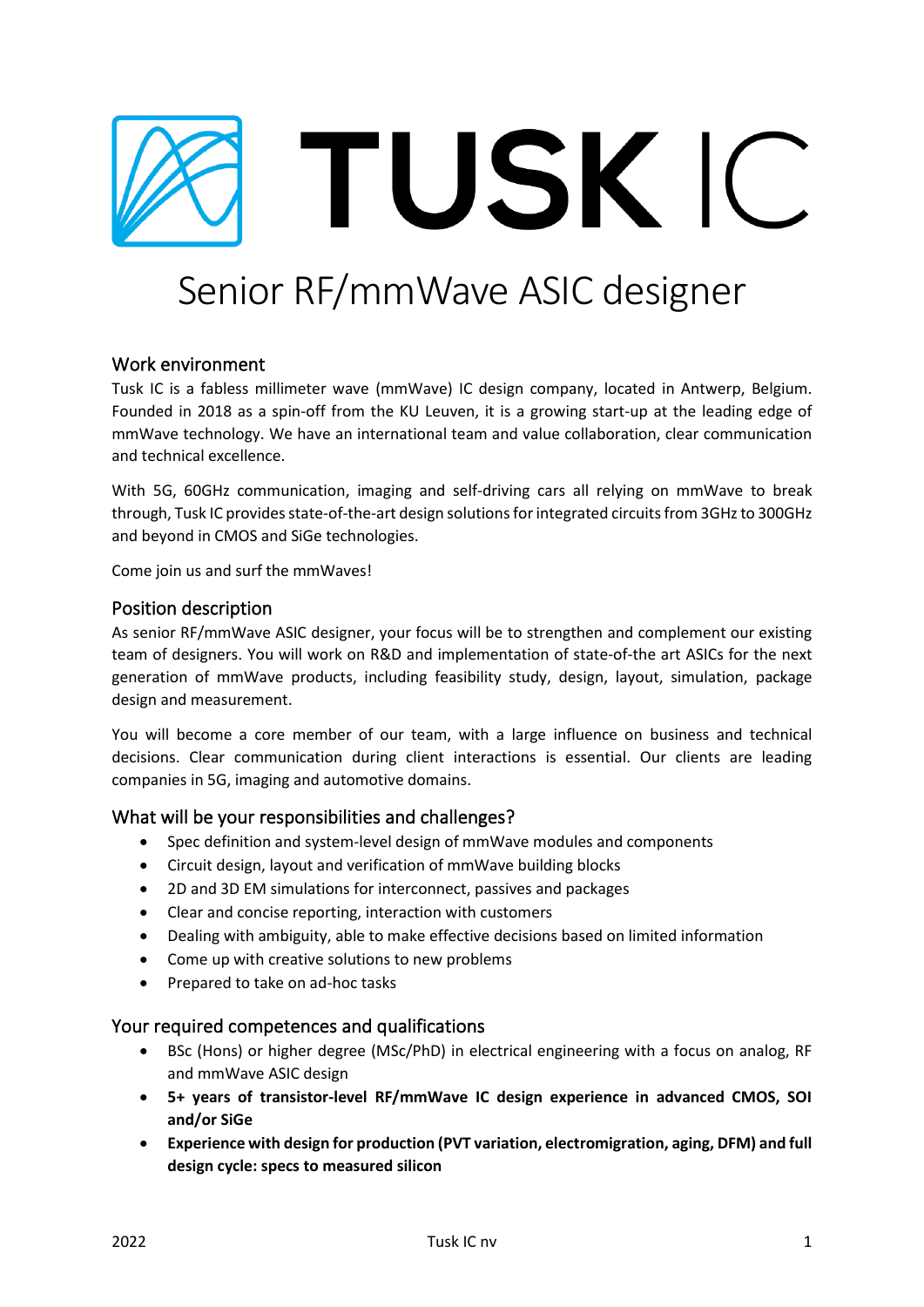# TUSK IC

# Senior RF/mmWave ASIC designer

## Work environment

Tusk IC is a fabless millimeter wave (mmWave) IC design company, located in Antwerp, Belgium. Founded in 2018 as a spin-off from the KU Leuven, it is a growing start-up at the leading edge of mmWave technology. We have an international team and value collaboration, clear communication and technical excellence.

With 5G, 60GHz communication, imaging and self-driving cars all relying on mmWave to break through, Tusk IC provides state-of-the-art design solutions for integrated circuits from 3GHz to 300GHz and beyond in CMOS and SiGe technologies.

Come join us and surf the mmWaves!

## Position description

As senior RF/mmWave ASIC designer, your focus will be to strengthen and complement our existing team of designers. You will work on R&D and implementation of state-of-the art ASICs for the next generation of mmWave products, including feasibility study, design, layout, simulation, package design and measurement.

You will become a core member of our team, with a large influence on business and technical decisions. Clear communication during client interactions is essential. Our clients are leading companies in 5G, imaging and automotive domains.

## What will be your responsibilities and challenges?

- Spec definition and system-level design of mmWave modules and components
- Circuit design, layout and verification of mmWave building blocks
- 2D and 3D EM simulations for interconnect, passives and packages
- Clear and concise reporting, interaction with customers
- Dealing with ambiguity, able to make effective decisions based on limited information
- Come up with creative solutions to new problems
- Prepared to take on ad-hoc tasks

## Your required competences and qualifications

- BSc (Hons) or higher degree (MSc/PhD) in electrical engineering with a focus on analog, RF and mmWave ASIC design
- **5+ years of transistor-level RF/mmWave IC design experience in advanced CMOS, SOI and/or SiGe**
- **Experience with design for production (PVT variation, electromigration, aging, DFM) and full design cycle: specs to measured silicon**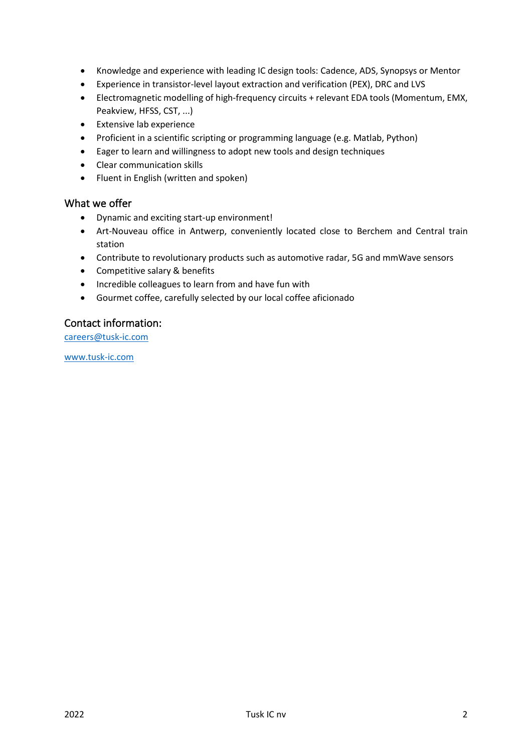- Knowledge and experience with leading IC design tools: Cadence, ADS, Synopsys or Mentor
- Experience in transistor-level layout extraction and verification (PEX), DRC and LVS
- Electromagnetic modelling of high-frequency circuits + relevant EDA tools (Momentum, EMX, Peakview, HFSS, CST, ...)
- Extensive lab experience
- Proficient in a scientific scripting or programming language (e.g. Matlab, Python)
- Eager to learn and willingness to adopt new tools and design techniques
- Clear communication skills
- Fluent in English (written and spoken)

## What we offer

- Dynamic and exciting start-up environment!
- Art-Nouveau office in Antwerp, conveniently located close to Berchem and Central train station
- Contribute to revolutionary products such as automotive radar, 5G and mmWave sensors
- Competitive salary & benefits
- Incredible colleagues to learn from and have fun with
- Gourmet coffee, carefully selected by our local coffee aficionado

## Contact information:

careers@tusk-ic.com

www.tusk-ic.com